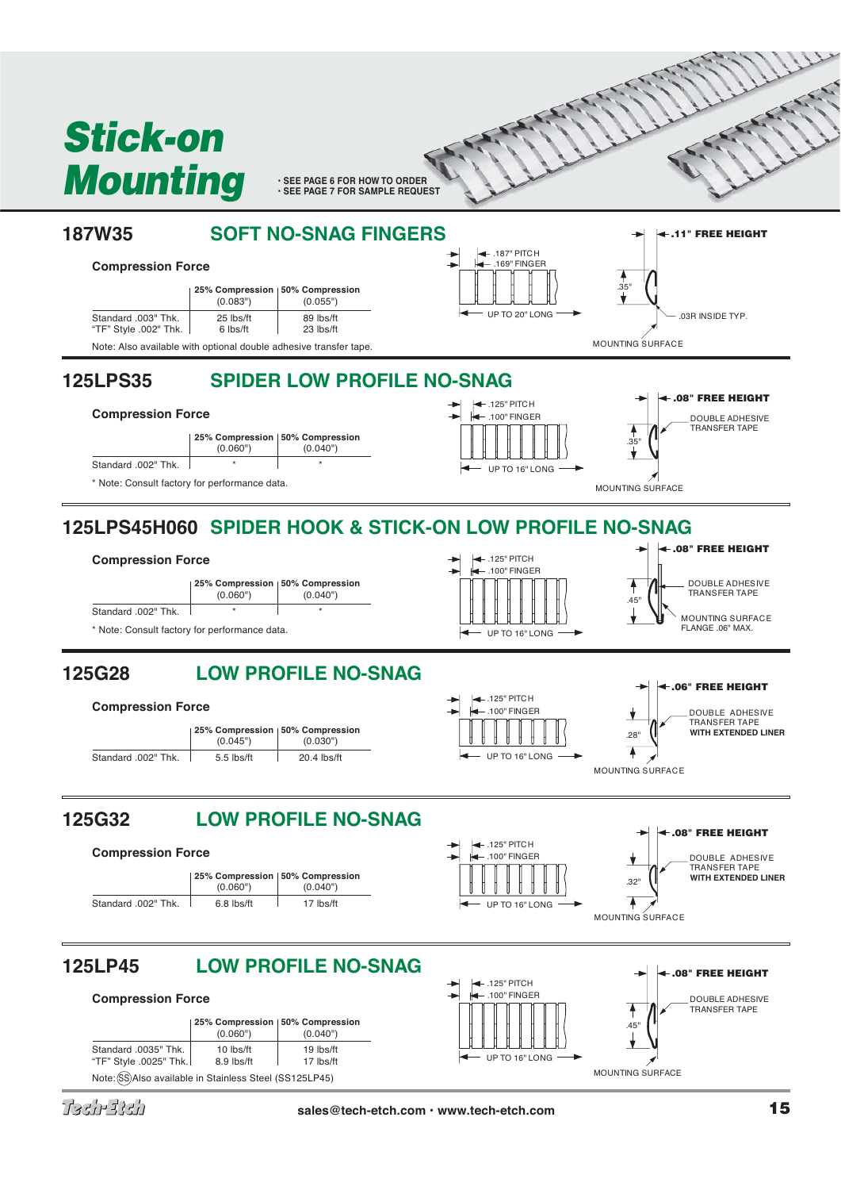# Stick-on Mounting

- SEE PAGE 6 FOR HOW TO ORDER
- SEE PAGE 7 FOR SAMPLE REQUEST

## 187W35 SOFT NO-SNAG FINGERS

**Compression Force**

| | 25% Compression (0.083") | 50% Compression (0.055") |
|---|---|---|
| Standard .003" Thk. | 25 lbs/ft | 89 lbs/ft |
| "TF" Style .002" Thk. | 6 lbs/ft | 23 lbs/ft |

Note: Also available with optional double adhesive transfer tape.

.187" PITCH
.169" FINGER
UP TO 20" LONG
.11" FREE HEIGHT
.35"
.03R INSIDE TYP.
MOUNTING SURFACE

## 125LPS35 SPIDER LOW PROFILE NO-SNAG

**Compression Force**

| | 25% Compression (0.060") | 50% Compression (0.040") |
|---|---|---|
| Standard .002" Thk. | * | * |

* Note: Consult factory for performance data.

.125" PITCH
.100" FINGER
UP TO 16" LONG
.08" FREE HEIGHT
.35"
DOUBLE ADHESIVE TRANSFER TAPE
MOUNTING SURFACE

## 125LPS45H060 SPIDER HOOK & STICK-ON LOW PROFILE NO-SNAG

**Compression Force**

| | 25% Compression (0.060") | 50% Compression (0.040") |
|---|---|---|
| Standard .002" Thk. | * | * |

* Note: Consult factory for performance data.

.125" PITCH
.100" FINGER
UP TO 16" LONG
.08" FREE HEIGHT
.45"
DOUBLE ADHESIVE TRANSFER TAPE
MOUNTING SURFACE FLANGE .06" MAX.

## 125G28 LOW PROFILE NO-SNAG

**Compression Force**

| | 25% Compression (0.045") | 50% Compression (0.030") |
|---|---|---|
| Standard .002" Thk. | 5.5 lbs/ft | 20.4 lbs/ft |

.125" PITCH
.100" FINGER
UP TO 16" LONG
.06" FREE HEIGHT
.28"
DOUBLE ADHESIVE TRANSFER TAPE **WITH EXTENDED LINER**
MOUNTING SURFACE

## 125G32 LOW PROFILE NO-SNAG

**Compression Force**

| | 25% Compression (0.060") | 50% Compression (0.040") |
|---|---|---|
| Standard .002" Thk. | 6.8 lbs/ft | 17 lbs/ft |

.125" PITCH
.100" FINGER
UP TO 16" LONG
.08" FREE HEIGHT
.32"
DOUBLE ADHESIVE TRANSFER TAPE **WITH EXTENDED LINER**
MOUNTING SURFACE

## 125LP45 LOW PROFILE NO-SNAG

**Compression Force**

| | 25% Compression (0.060") | 50% Compression (0.040") |
|---|---|---|
| Standard .0035" Thk. | 10 lbs/ft | 19 lbs/ft |
| "TF" Style .0025" Thk. | 8.9 lbs/ft | 17 lbs/ft |

Note: (SS) Also available in Stainless Steel (SS125LP45)

.125" PITCH
.100" FINGER
UP TO 16" LONG
.08" FREE HEIGHT
.45"
DOUBLE ADHESIVE TRANSFER TAPE
MOUNTING SURFACE

Tech-Etch sales@tech-etch.com • www.tech-etch.com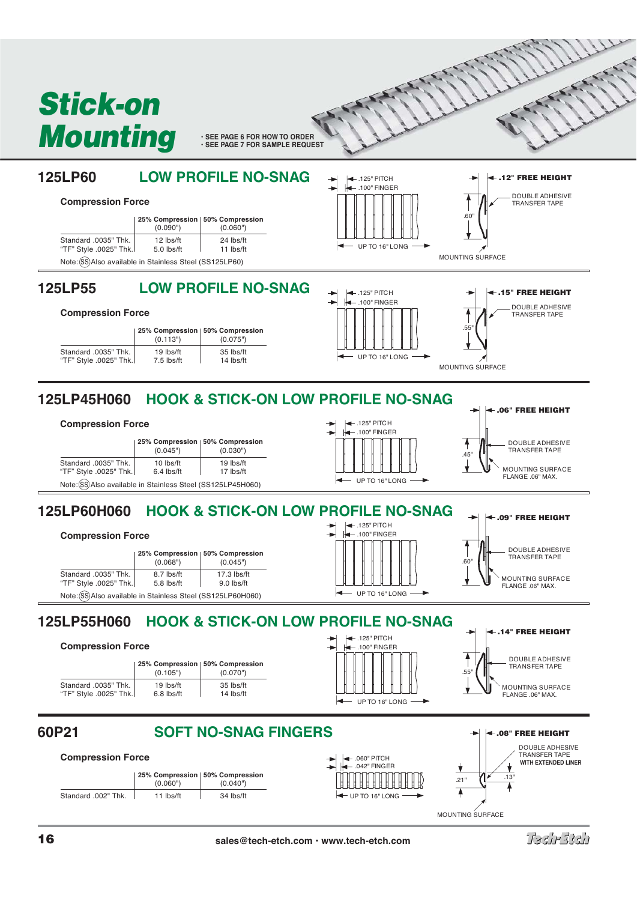# Stick-on Mounting

- SEE PAGE 6 FOR HOW TO ORDER
- SEE PAGE 7 FOR SAMPLE REQUEST

## 125LP60 LOW PROFILE NO-SNAG

**Compression Force**

| | 25% Compression (0.090") | 50% Compression (0.060") |
|---|---|---|
| Standard .0035" Thk. | 12 lbs/ft | 24 lbs/ft |
| "TF" Style .0025" Thk. | 5.0 lbs/ft | 11 lbs/ft |

Note: (SS) Also available in Stainless Steel (SS125LP60)

.125" PITCH
.100" FINGER
UP TO 16" LONG

.12" FREE HEIGHT
DOUBLE ADHESIVE TRANSFER TAPE
.60"
MOUNTING SURFACE

## 125LP55 LOW PROFILE NO-SNAG

**Compression Force**

| | 25% Compression (0.113") | 50% Compression (0.075") |
|---|---|---|
| Standard .0035" Thk. | 19 lbs/ft | 35 lbs/ft |
| "TF" Style .0025" Thk. | 7.5 lbs/ft | 14 lbs/ft |

.125" PITCH
.100" FINGER
UP TO 16" LONG

.15" FREE HEIGHT
DOUBLE ADHESIVE TRANSFER TAPE
.55"
MOUNTING SURFACE

## 125LP45H060 HOOK & STICK-ON LOW PROFILE NO-SNAG

**Compression Force**

| | 25% Compression (0.045") | 50% Compression (0.030") |
|---|---|---|
| Standard .0035" Thk. | 10 lbs/ft | 19 lbs/ft |
| "TF" Style .0025" Thk. | 6.4 lbs/ft | 17 lbs/ft |

Note: (SS) Also available in Stainless Steel (SS125LP45H060)

.125" PITCH
.100" FINGER
UP TO 16" LONG

.06" FREE HEIGHT
DOUBLE ADHESIVE TRANSFER TAPE
.45"
MOUNTING SURFACE FLANGE .06" MAX.

## 125LP60H060 HOOK & STICK-ON LOW PROFILE NO-SNAG

**Compression Force**

| | 25% Compression (0.068") | 50% Compression (0.045") |
|---|---|---|
| Standard .0035" Thk. | 8.7 lbs/ft | 17.3 lbs/ft |
| "TF" Style .0025" Thk. | 5.8 lbs/ft | 9.0 lbs/ft |

Note: (SS) Also available in Stainless Steel (SS125LP60H060)

.125" PITCH
.100" FINGER
UP TO 16" LONG

.09" FREE HEIGHT
DOUBLE ADHESIVE TRANSFER TAPE
.60"
MOUNTING SURFACE FLANGE .06" MAX.

## 125LP55H060 HOOK & STICK-ON LOW PROFILE NO-SNAG

**Compression Force**

| | 25% Compression (0.105") | 50% Compression (0.070") |
|---|---|---|
| Standard .0035" Thk. | 19 lbs/ft | 35 lbs/ft |
| "TF" Style .0025" Thk. | 6.8 lbs/ft | 14 lbs/ft |

.125" PITCH
.100" FINGER
UP TO 16" LONG

.14" FREE HEIGHT
DOUBLE ADHESIVE TRANSFER TAPE
.55"
MOUNTING SURFACE FLANGE .06" MAX.

## 60P21 SOFT NO-SNAG FINGERS

**Compression Force**

| | 25% Compression (0.060") | 50% Compression (0.040") |
|---|---|---|
| Standard .002" Thk. | 11 lbs/ft | 34 lbs/ft |

.060" PITCH
.042" FINGER
UP TO 16" LONG

.08" FREE HEIGHT
DOUBLE ADHESIVE TRANSFER TAPE **WITH EXTENDED LINER**
.21"
.13"
MOUNTING SURFACE

sales@tech-etch.com • www.tech-etch.com

Tech-Etch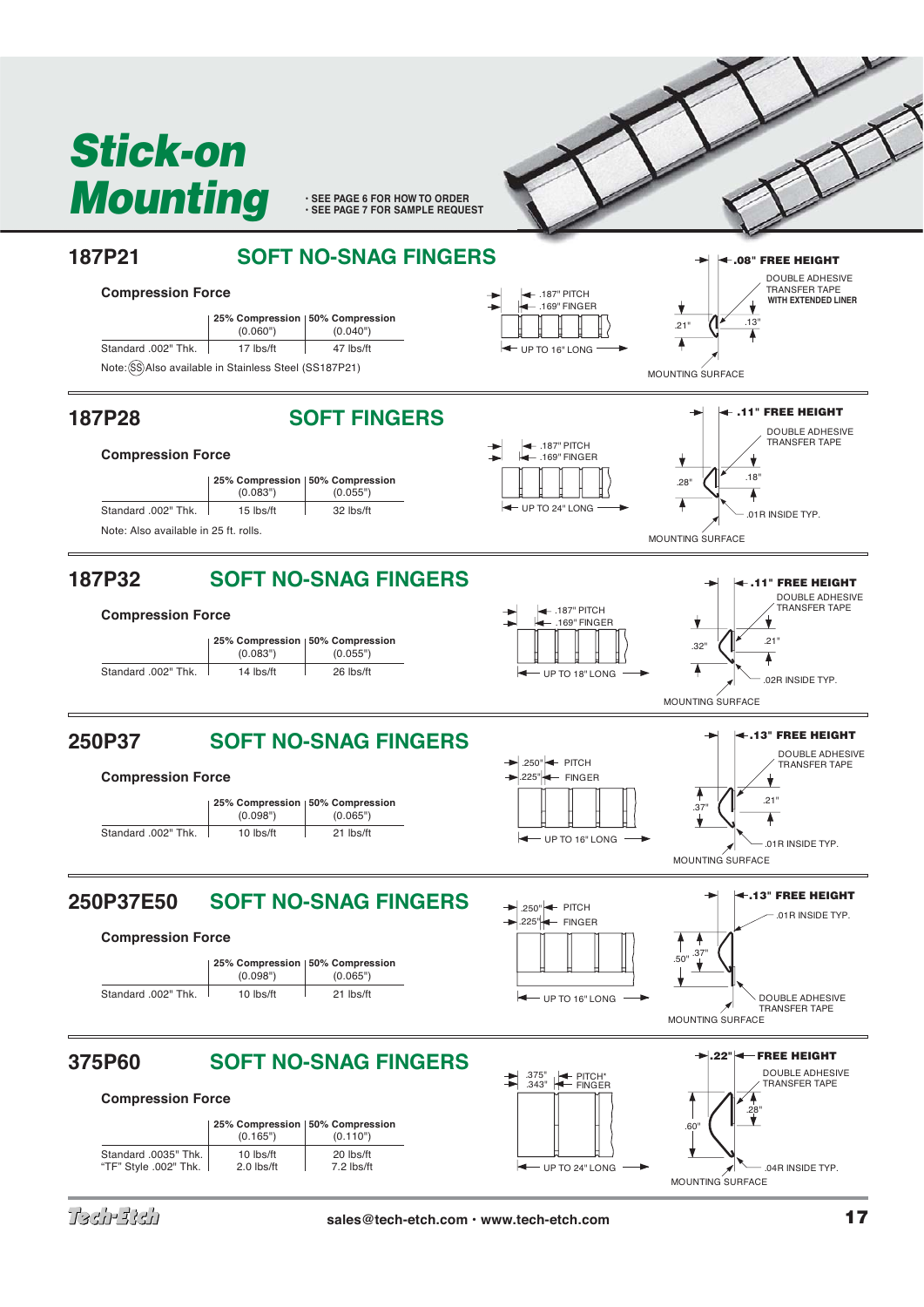# Stick-on Mounting

- SEE PAGE 6 FOR HOW TO ORDER
- SEE PAGE 7 FOR SAMPLE REQUEST

## 187P21 SOFT NO-SNAG FINGERS

**Compression Force**

| | 25% Compression (0.060") | 50% Compression (0.040") |
|---|---|---|
| Standard .002" Thk. | 17 lbs/ft | 47 lbs/ft |

Note: (SS) Also available in Stainless Steel (SS187P21)

.187" PITCH
.169" FINGER
UP TO 16" LONG

.08" FREE HEIGHT
DOUBLE ADHESIVE TRANSFER TAPE **WITH EXTENDED LINER**
.21"
.13"
MOUNTING SURFACE

## 187P28 SOFT FINGERS

**Compression Force**

| | 25% Compression (0.083") | 50% Compression (0.055") |
|---|---|---|
| Standard .002" Thk. | 15 lbs/ft | 32 lbs/ft |

Note: Also available in 25 ft. rolls.

.187" PITCH
.169" FINGER
UP TO 24" LONG

.11" FREE HEIGHT
DOUBLE ADHESIVE TRANSFER TAPE
.28"
.18"
.01R INSIDE TYP.
MOUNTING SURFACE

## 187P32 SOFT NO-SNAG FINGERS

**Compression Force**

| | 25% Compression (0.083") | 50% Compression (0.055") |
|---|---|---|
| Standard .002" Thk. | 14 lbs/ft | 26 lbs/ft |

.187" PITCH
.169" FINGER
UP TO 18" LONG

.11" FREE HEIGHT
DOUBLE ADHESIVE TRANSFER TAPE
.32"
.21"
.02R INSIDE TYP.
MOUNTING SURFACE

## 250P37 SOFT NO-SNAG FINGERS

**Compression Force**

| | 25% Compression (0.098") | 50% Compression (0.065") |
|---|---|---|
| Standard .002" Thk. | 10 lbs/ft | 21 lbs/ft |

.250" PITCH
.225" FINGER
UP TO 16" LONG

.13" FREE HEIGHT
DOUBLE ADHESIVE TRANSFER TAPE
.37"
.21"
.01R INSIDE TYP.
MOUNTING SURFACE

## 250P37E50 SOFT NO-SNAG FINGERS

**Compression Force**

| | 25% Compression (0.098") | 50% Compression (0.065") |
|---|---|---|
| Standard .002" Thk. | 10 lbs/ft | 21 lbs/ft |

.250" PITCH
.225" FINGER
UP TO 16" LONG

.13" FREE HEIGHT
.01R INSIDE TYP.
.50"
.37"
DOUBLE ADHESIVE TRANSFER TAPE
MOUNTING SURFACE

## 375P60 SOFT NO-SNAG FINGERS

**Compression Force**

| | 25% Compression (0.165") | 50% Compression (0.110") |
|---|---|---|
| Standard .0035" Thk. | 10 lbs/ft | 20 lbs/ft |
| "TF" Style .002" Thk. | 2.0 lbs/ft | 7.2 lbs/ft |

.375" PITCH*
.343" FINGER
UP TO 24" LONG

.22" FREE HEIGHT
DOUBLE ADHESIVE TRANSFER TAPE
.60"
.28"
.04R INSIDE TYP.
MOUNTING SURFACE

sales@tech-etch.com • www.tech-etch.com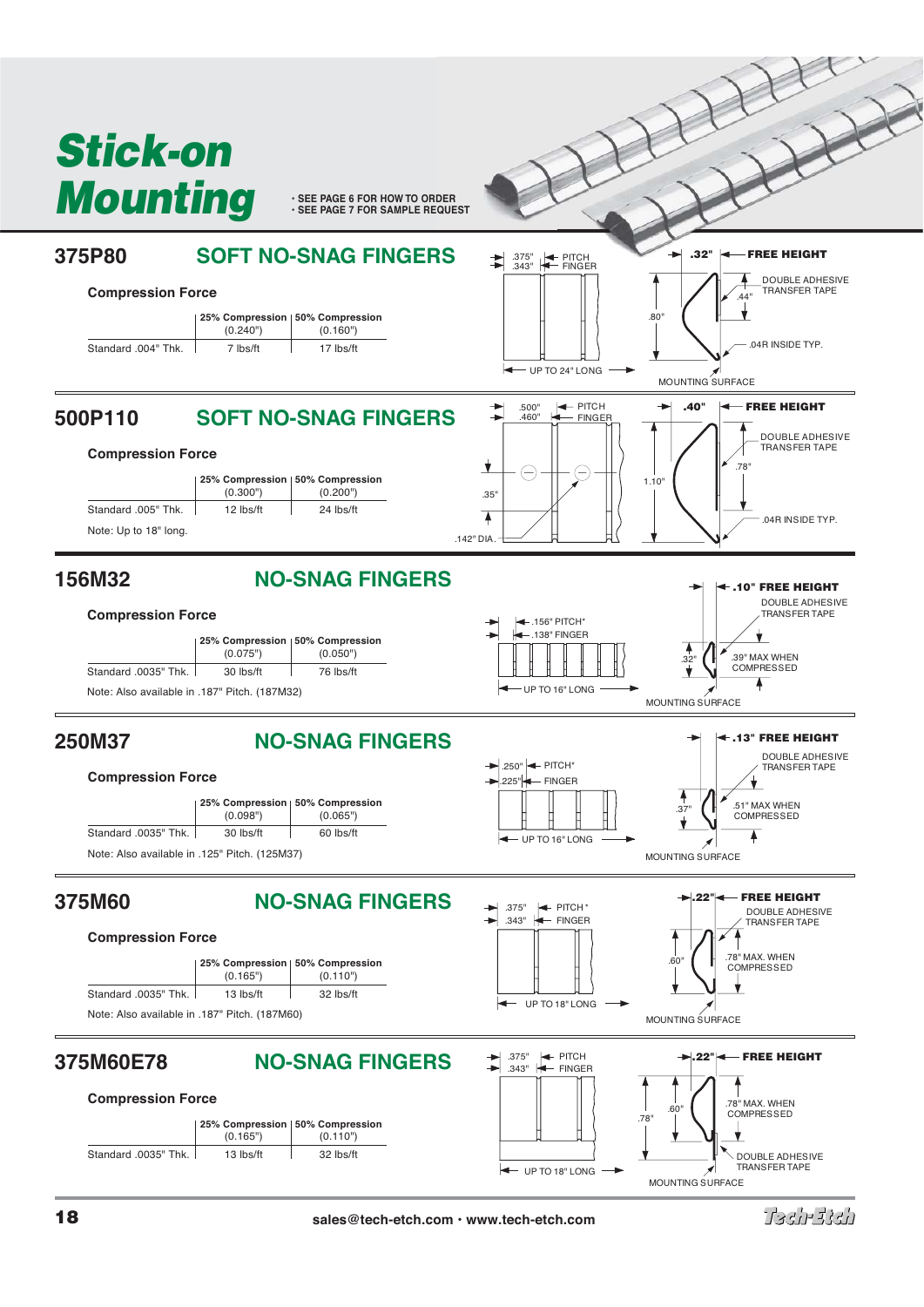# Stick-on Mounting

- SEE PAGE 6 FOR HOW TO ORDER
- SEE PAGE 7 FOR SAMPLE REQUEST

## 375P80 — SOFT NO-SNAG FINGERS

**Compression Force**

| | 25% Compression (0.240") | 50% Compression (0.160") |
|---|---|---|
| Standard .004" Thk. | 7 lbs/ft | 17 lbs/ft |

.375" PITCH, .343" FINGER, UP TO 24" LONG. .32" FREE HEIGHT, .80", .44", DOUBLE ADHESIVE TRANSFER TAPE, .04R INSIDE TYP., MOUNTING SURFACE

## 500P110 — SOFT NO-SNAG FINGERS

**Compression Force**

| | 25% Compression (0.300") | 50% Compression (0.200") |
|---|---|---|
| Standard .005" Thk. | 12 lbs/ft | 24 lbs/ft |

Note: Up to 18" long.

.500" PITCH, .460" FINGER, .35", .142" DIA. .40" FREE HEIGHT, 1.10", .78", DOUBLE ADHESIVE TRANSFER TAPE, .04R INSIDE TYP.

## 156M32 — NO-SNAG FINGERS

**Compression Force**

| | 25% Compression (0.075") | 50% Compression (0.050") |
|---|---|---|
| Standard .0035" Thk. | 30 lbs/ft | 76 lbs/ft |

Note: Also available in .187" Pitch. (187M32)

.156" PITCH*, .138" FINGER, UP TO 16" LONG. .10" FREE HEIGHT, .32", .39" MAX WHEN COMPRESSED, DOUBLE ADHESIVE TRANSFER TAPE, MOUNTING SURFACE

## 250M37 — NO-SNAG FINGERS

**Compression Force**

| | 25% Compression (0.098") | 50% Compression (0.065") |
|---|---|---|
| Standard .0035" Thk. | 30 lbs/ft | 60 lbs/ft |

Note: Also available in .125" Pitch. (125M37)

.250" PITCH*, .225" FINGER, UP TO 16" LONG. .13" FREE HEIGHT, .37", .51" MAX WHEN COMPRESSED, DOUBLE ADHESIVE TRANSFER TAPE, MOUNTING SURFACE

## 375M60 — NO-SNAG FINGERS

**Compression Force**

| | 25% Compression (0.165") | 50% Compression (0.110") |
|---|---|---|
| Standard .0035" Thk. | 13 lbs/ft | 32 lbs/ft |

Note: Also available in .187" Pitch. (187M60)

.375" PITCH*, .343" FINGER, UP TO 18" LONG. .22" FREE HEIGHT, .60", .78" MAX. WHEN COMPRESSED, DOUBLE ADHESIVE TRANSFER TAPE, MOUNTING SURFACE

## 375M60E78 — NO-SNAG FINGERS

**Compression Force**

| | 25% Compression (0.165") | 50% Compression (0.110") |
|---|---|---|
| Standard .0035" Thk. | 13 lbs/ft | 32 lbs/ft |

.375" PITCH, .343" FINGER, UP TO 18" LONG. .22" FREE HEIGHT, .78", .60", .78" MAX. WHEN COMPRESSED, DOUBLE ADHESIVE TRANSFER TAPE, MOUNTING SURFACE

sales@tech-etch.com • www.tech-etch.com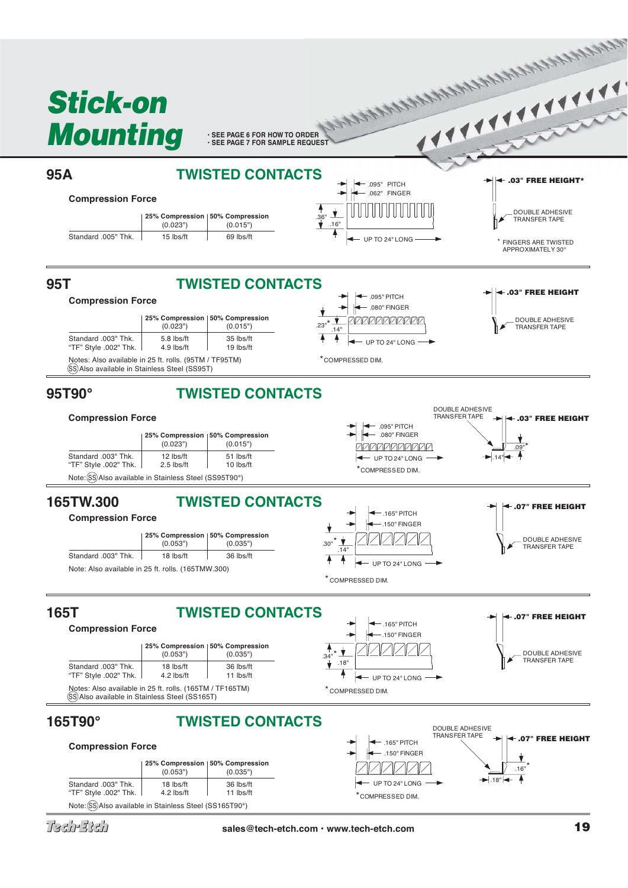# Stick-on Mounting

- SEE PAGE 6 FOR HOW TO ORDER
- SEE PAGE 7 FOR SAMPLE REQUEST

## 95A — TWISTED CONTACTS

**Compression Force**

| | 25% Compression (0.023") | 50% Compression (0.015") |
|---|---|---|
| Standard .005" Thk. | 15 lbs/ft | 69 lbs/ft |

.095" PITCH
.062" FINGER
.36"
.16"
UP TO 24" LONG

**.03" FREE HEIGHT***

DOUBLE ADHESIVE TRANSFER TAPE

* FINGERS ARE TWISTED APPROXIMATELY 30°

## 95T — TWISTED CONTACTS

**Compression Force**

| | 25% Compression (0.023") | 50% Compression (0.015") |
|---|---|---|
| Standard .003" Thk. | 5.8 lbs/ft | 35 lbs/ft |
| "TF" Style .002" Thk. | 4.9 lbs/ft | 19 lbs/ft |

Notes: Also available in 25 ft. rolls. (95TM / TF95TM)
(SS) Also available in Stainless Steel (SS95T)

.095" PITCH
.080" FINGER
.23"*
.14"
UP TO 24" LONG
*COMPRESSED DIM.

**.03" FREE HEIGHT**

DOUBLE ADHESIVE TRANSFER TAPE

## 95T90° — TWISTED CONTACTS

**Compression Force**

| | 25% Compression (0.023") | 50% Compression (0.015") |
|---|---|---|
| Standard .003" Thk. | 12 lbs/ft | 51 lbs/ft |
| "TF" Style .002" Thk. | 2.5 lbs/ft | 10 lbs/ft |

Note: (SS) Also available in Stainless Steel (SS95T90°)

.095" PITCH
.080" FINGER
UP TO 24" LONG
*COMPRESSED DIM.

DOUBLE ADHESIVE TRANSFER TAPE

**.03" FREE HEIGHT**

.09"*
.14"

## 165TW.300 — TWISTED CONTACTS

**Compression Force**

| | 25% Compression (0.053") | 50% Compression (0.035") |
|---|---|---|
| Standard .003" Thk. | 18 lbs/ft | 36 lbs/ft |

Note: Also available in 25 ft. rolls. (165TMW.300)

.165" PITCH
.150" FINGER
.30"*
.14"
UP TO 24" LONG
* COMPRESSED DIM.

**.07" FREE HEIGHT**

DOUBLE ADHESIVE TRANSFER TAPE

## 165T — TWISTED CONTACTS

**Compression Force**

| | 25% Compression (0.053") | 50% Compression (0.035") |
|---|---|---|
| Standard .003" Thk. | 18 lbs/ft | 36 lbs/ft |
| "TF" Style .002" Thk. | 4.2 lbs/ft | 11 lbs/ft |

Notes: Also available in 25 ft. rolls. (165TM / TF165TM)
(SS) Also available in Stainless Steel (SS165T)

.165" PITCH
.150" FINGER
.34"*
.18"
UP TO 24" LONG
* COMPRESSED DIM.

**.07" FREE HEIGHT**

DOUBLE ADHESIVE TRANSFER TAPE

## 165T90° — TWISTED CONTACTS

**Compression Force**

| | 25% Compression (0.053") | 50% Compression (0.035") |
|---|---|---|
| Standard .003" Thk. | 18 lbs/ft | 36 lbs/ft |
| "TF" Style .002" Thk. | 4.2 lbs/ft | 11 lbs/ft |

Note: (SS) Also available in Stainless Steel (SS165T90°)

.165" PITCH
.150" FINGER
UP TO 24" LONG
*COMPRESSED DIM.

DOUBLE ADHESIVE TRANSFER TAPE

**.07" FREE HEIGHT**

.16"*
.18"

Tech-Etch

sales@tech-etch.com · www.tech-etch.com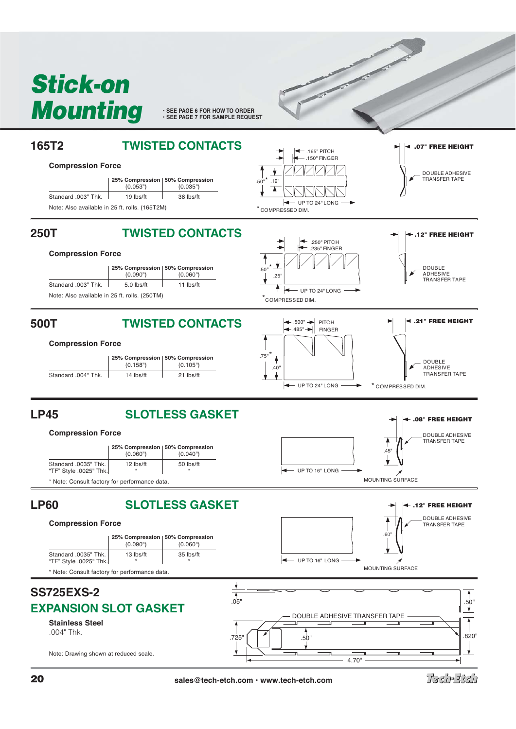# Stick-on Mounting

- SEE PAGE 6 FOR HOW TO ORDER
- SEE PAGE 7 FOR SAMPLE REQUEST

## 165T2 — TWISTED CONTACTS

**Compression Force**

| | 25% Compression (0.053") | 50% Compression (0.035") |
|---|---|---|
| Standard .003" Thk. | 19 lbs/ft | 38 lbs/ft |

Note: Also available in 25 ft. rolls. (165T2M)

.165" PITCH
.150" FINGER
.50"*
.19"
UP TO 24" LONG
* COMPRESSED DIM.
.07" FREE HEIGHT
DOUBLE ADHESIVE TRANSFER TAPE

## 250T — TWISTED CONTACTS

**Compression Force**

| | 25% Compression (0.090") | 50% Compression (0.060") |
|---|---|---|
| Standard .003" Thk. | 5.0 lbs/ft | 11 lbs/ft |

Note: Also available in 25 ft. rolls. (250TM)

.250" PITCH
.235" FINGER
.50"*
.25"
UP TO 24" LONG
* COMPRESSED DIM.
.12" FREE HEIGHT
DOUBLE ADHESIVE TRANSFER TAPE

## 500T — TWISTED CONTACTS

**Compression Force**

| | 25% Compression (0.158") | 50% Compression (0.105") |
|---|---|---|
| Standard .004" Thk. | 14 lbs/ft | 21 lbs/ft |

.500" PITCH
.485" FINGER
.75"*
.40"
UP TO 24" LONG
* COMPRESSED DIM.
.21" FREE HEIGHT
DOUBLE ADHESIVE TRANSFER TAPE

## LP45 — SLOTLESS GASKET

**Compression Force**

| | 25% Compression (0.060") | 50% Compression (0.040") |
|---|---|---|
| Standard .0035" Thk. | 12 lbs/ft | 50 lbs/ft |
| "TF" Style .0025" Thk. | * | * |

* Note: Consult factory for performance data.

UP TO 16" LONG
.08" FREE HEIGHT
DOUBLE ADHESIVE TRANSFER TAPE
.45"
MOUNTING SURFACE

## LP60 — SLOTLESS GASKET

**Compression Force**

| | 25% Compression (0.090") | 50% Compression (0.060") |
|---|---|---|
| Standard .0035" Thk. | 13 lbs/ft | 35 lbs/ft |
| "TF" Style .0025" Thk. | * | * |

* Note: Consult factory for performance data.

UP TO 16" LONG
.12" FREE HEIGHT
DOUBLE ADHESIVE TRANSFER TAPE
.60"
MOUNTING SURFACE

## SS725EXS-2
## EXPANSION SLOT GASKET

**Stainless Steel**
.004" Thk.

Note: Drawing shown at reduced scale.

.05"
.50"
DOUBLE ADHESIVE TRANSFER TAPE
.725"
.50"
.820"
4.70"

sales@tech-etch.com • www.tech-etch.com

Tech-Etch